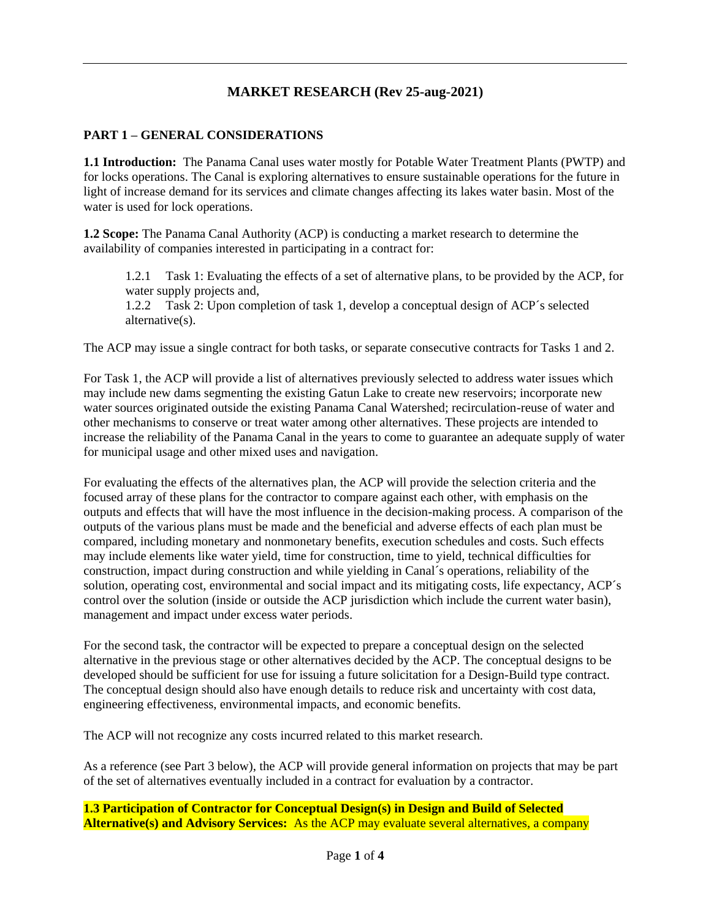# MARKET RESEARCH (Rev 25-aug-2021)

## PART 1 – GENERAL CONSIDERATIONS

**1.1 Introduction:** The Panama Canal uses water mostly for Potable Water Treatment Plants (PWTP) and for locks operations. The Canal is exploring alternatives to ensure sustainable operations for the future in light of increase demand for its services and climate changes affecting its lakes water basin. Most of the water is used for lock operations.

**1.2 Scope:** The Panama Canal Authority (ACP) is conducting a market research to determine the availability of companies interested in participating in a contract for:

1.2.1 Task 1: Evaluating the effects of a set of alternative plans, to be provided by the ACP, for water supply projects and,

1.2.2 Task 2: Upon completion of task 1, develop a conceptual design of ACP´s selected alternative(s).

The ACP may issue a single contract for both tasks, or separate consecutive contracts for Tasks 1 and 2.

For Task 1, the ACP will provide a list of alternatives previously selected to address water issues which may include new dams segmenting the existing Gatun Lake to create new reservoirs; incorporate new water sources originated outside the existing Panama Canal Watershed; recirculation-reuse of water and other mechanisms to conserve or treat water among other alternatives. These projects are intended to increase the reliability of the Panama Canal in the years to come to guarantee an adequate supply of water for municipal usage and other mixed uses and navigation.

For evaluating the effects of the alternatives plan, the ACP will provide the selection criteria and the focused array of these plans for the contractor to compare against each other, with emphasis on the outputs and effects that will have the most influence in the decision-making process. A comparison of the outputs of the various plans must be made and the beneficial and adverse effects of each plan must be compared, including monetary and nonmonetary benefits, execution schedules and costs. Such effects may include elements like water yield, time for construction, time to yield, technical difficulties for construction, impact during construction and while yielding in Canal´s operations, reliability of the solution, operating cost, environmental and social impact and its mitigating costs, life expectancy, ACP´s control over the solution (inside or outside the ACP jurisdiction which include the current water basin), management and impact under excess water periods.

For the second task, the contractor will be expected to prepare a conceptual design on the selected alternative in the previous stage or other alternatives decided by the ACP. The conceptual designs to be developed should be sufficient for use for issuing a future solicitation for a Design-Build type contract. The conceptual design should also have enough details to reduce risk and uncertainty with cost data, engineering effectiveness, environmental impacts, and economic benefits.

The ACP will not recognize any costs incurred related to this market research.

As a reference (see Part 3 below), the ACP will provide general information on projects that may be part of the set of alternatives eventually included in a contract for evaluation by a contractor.

**1.3 Participation of Contractor for Conceptual Design(s) in Design and Build of Selected Alternative(s) and Advisory Services:** As the ACP may evaluate several alternatives, a company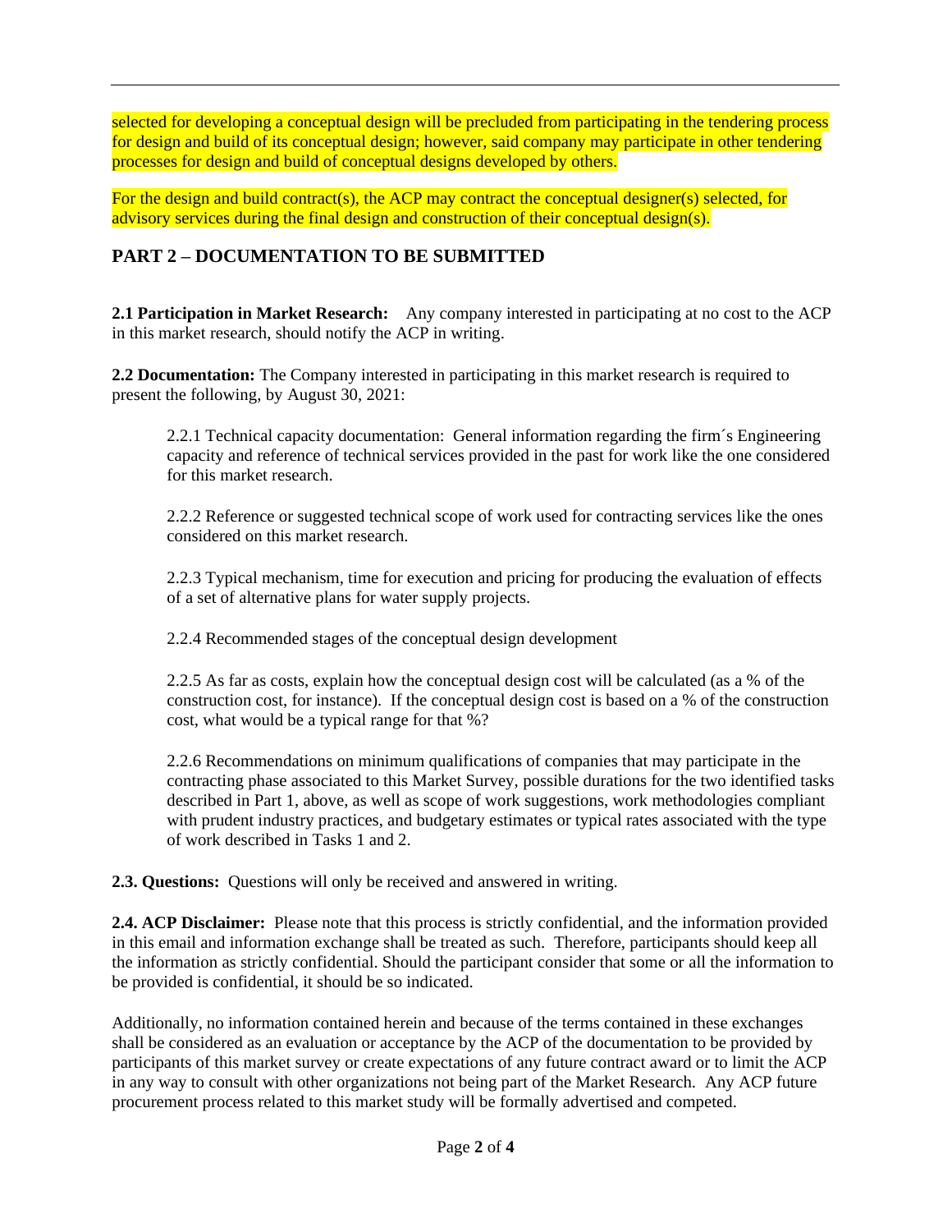selected for developing a conceptual design will be precluded from participating in the tendering process for design and build of its conceptual design; however, said company may participate in other tendering processes for design and build of conceptual designs developed by others.

For the design and build contract(s), the ACP may contract the conceptual designer(s) selected, for advisory services during the final design and construction of their conceptual design(s).

## PART 2 – DOCUMENTATION TO BE SUBMITTED

**2.1 Participation in Market Research:** Any company interested in participating at no cost to the ACP in this market research, should notify the ACP in writing.

**2.2 Documentation:** The Company interested in participating in this market research is required to present the following, by August 30, 2021:

2.2.1 Technical capacity documentation: General information regarding the firm´s Engineering capacity and reference of technical services provided in the past for work like the one considered for this market research.

2.2.2 Reference or suggested technical scope of work used for contracting services like the ones considered on this market research.

2.2.3 Typical mechanism, time for execution and pricing for producing the evaluation of effects of a set of alternative plans for water supply projects.

2.2.4 Recommended stages of the conceptual design development

2.2.5 As far as costs, explain how the conceptual design cost will be calculated (as a % of the construction cost, for instance). If the conceptual design cost is based on a % of the construction cost, what would be a typical range for that %?

2.2.6 Recommendations on minimum qualifications of companies that may participate in the contracting phase associated to this Market Survey, possible durations for the two identified tasks described in Part 1, above, as well as scope of work suggestions, work methodologies compliant with prudent industry practices, and budgetary estimates or typical rates associated with the type of work described in Tasks 1 and 2.

**2.3. Questions:** Questions will only be received and answered in writing.

**2.4. ACP Disclaimer:** Please note that this process is strictly confidential, and the information provided in this email and information exchange shall be treated as such. Therefore, participants should keep all the information as strictly confidential. Should the participant consider that some or all the information to be provided is confidential, it should be so indicated.

Additionally, no information contained herein and because of the terms contained in these exchanges shall be considered as an evaluation or acceptance by the ACP of the documentation to be provided by participants of this market survey or create expectations of any future contract award or to limit the ACP in any way to consult with other organizations not being part of the Market Research. Any ACP future procurement process related to this market study will be formally advertised and competed.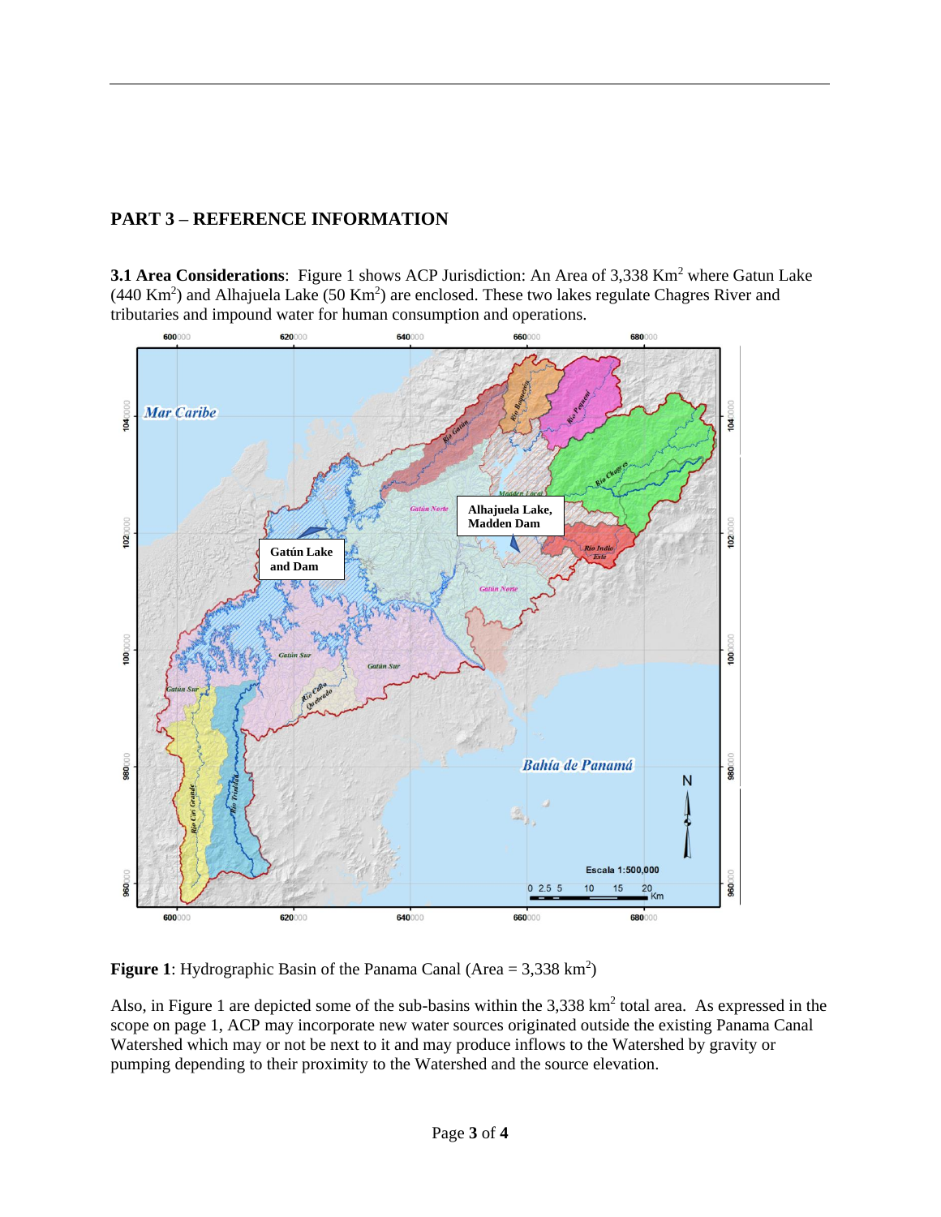## PART 3 – REFERENCE INFORMATION

**3.1 Area Considerations**: Figure 1 shows ACP Jurisdiction: An Area of 3,338 Km$^2$ where Gatun Lake (440 Km$^2$) and Alhajuela Lake (50 Km$^2$) are enclosed. These two lakes regulate Chagres River and tributaries and impound water for human consumption and operations.

**Figure 1**: Hydrographic Basin of the Panama Canal (Area = 3,338 km$^2$)

Also, in Figure 1 are depicted some of the sub-basins within the 3,338 km$^2$ total area. As expressed in the scope on page 1, ACP may incorporate new water sources originated outside the existing Panama Canal Watershed which may or not be next to it and may produce inflows to the Watershed by gravity or pumping depending to their proximity to the Watershed and the source elevation.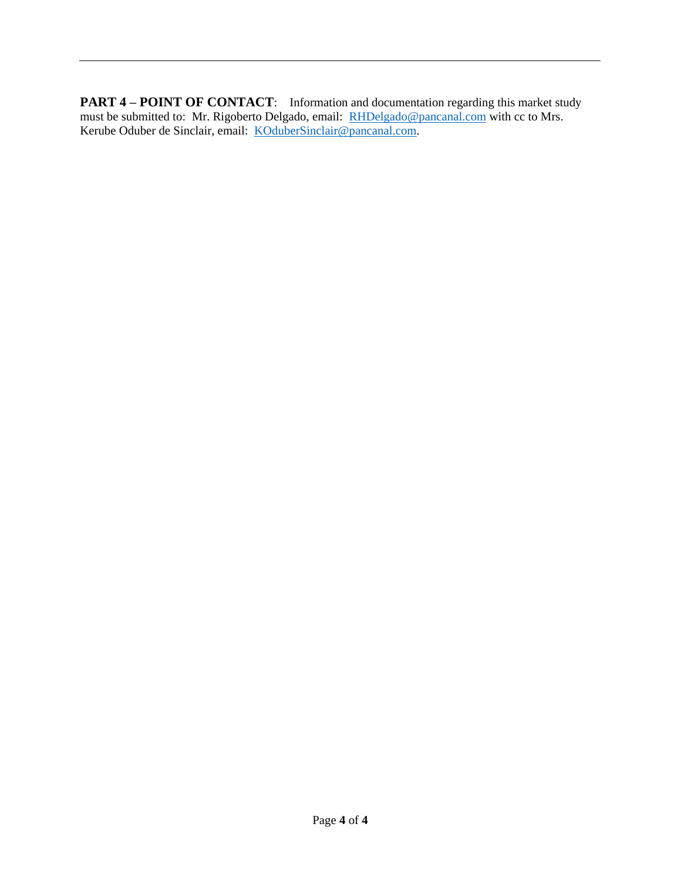**PART 4 – POINT OF CONTACT**: Information and documentation regarding this market study must be submitted to: Mr. Rigoberto Delgado, email: RHDelgado@pancanal.com with cc to Mrs. Kerube Oduber de Sinclair, email: KOduberSinclair@pancanal.com.